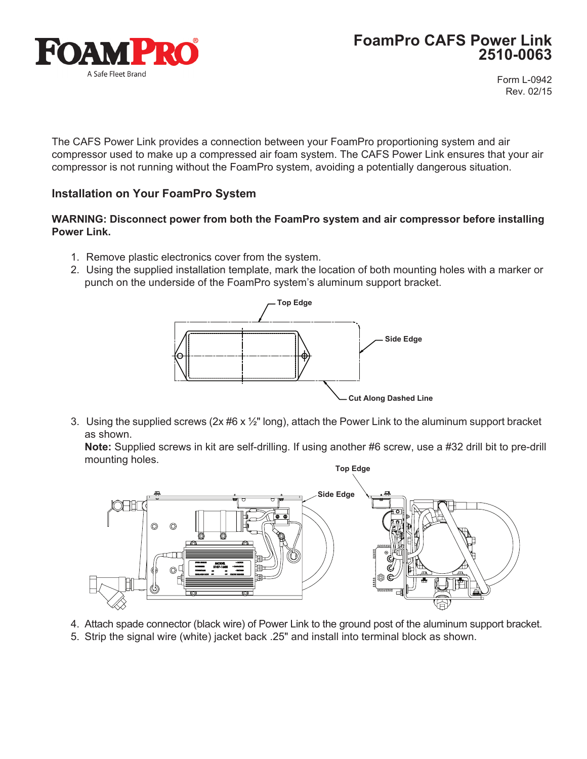# FoamPro CAFS Power Link 2510-0063

Form L-0942
Rev. 02/15

The CAFS Power Link provides a connection between your FoamPro proportioning system and air compressor used to make up a compressed air foam system. The CAFS Power Link ensures that your air compressor is not running without the FoamPro system, avoiding a potentially dangerous situation.

## Installation on Your FoamPro System

**WARNING: Disconnect power from both the FoamPro system and air compressor before installing Power Link.**

1. Remove plastic electronics cover from the system.
2. Using the supplied installation template, mark the location of both mounting holes with a marker or punch on the underside of the FoamPro system's aluminum support bracket.

Top Edge
Side Edge
Cut Along Dashed Line

3. Using the supplied screws (2x #6 x ½" long), attach the Power Link to the aluminum support bracket as shown.
   **Note:** Supplied screws in kit are self-drilling. If using another #6 screw, use a #32 drill bit to pre-drill mounting holes.

Top Edge
Side Edge

4. Attach spade connector (black wire) of Power Link to the ground post of the aluminum support bracket.
5. Strip the signal wire (white) jacket back .25" and install into terminal block as shown.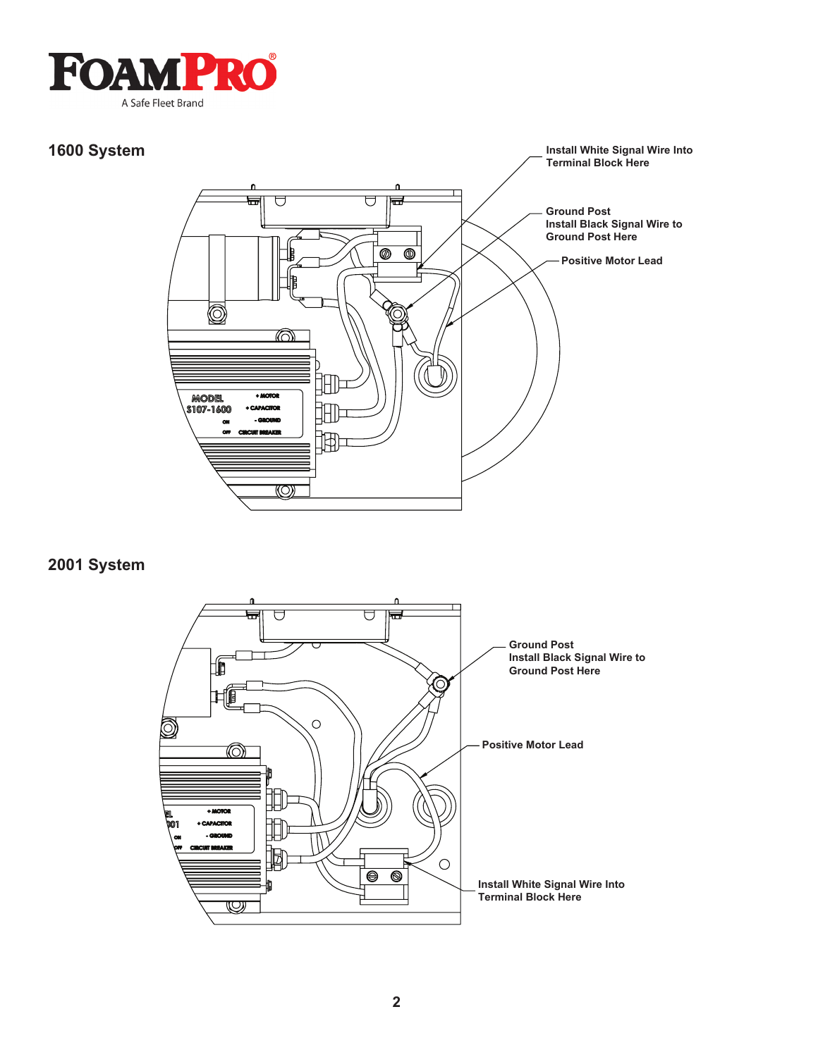## 1600 System

Install White Signal Wire Into Terminal Block Here

Ground Post
Install Black Signal Wire to Ground Post Here

Positive Motor Lead

## 2001 System

Ground Post
Install Black Signal Wire to Ground Post Here

Positive Motor Lead

Install White Signal Wire Into Terminal Block Here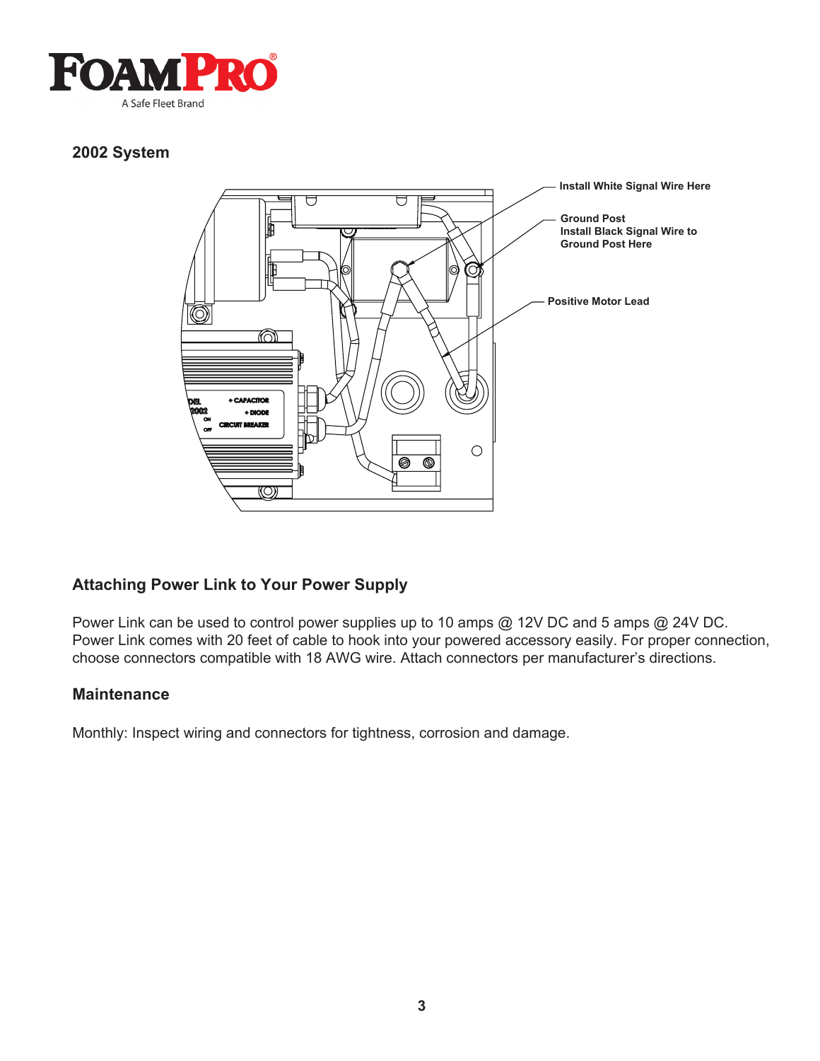## 2002 System

Install White Signal Wire Here

Ground Post
Install Black Signal Wire to Ground Post Here

Positive Motor Lead

## Attaching Power Link to Your Power Supply

Power Link can be used to control power supplies up to 10 amps @ 12V DC and 5 amps @ 24V DC. Power Link comes with 20 feet of cable to hook into your powered accessory easily. For proper connection, choose connectors compatible with 18 AWG wire. Attach connectors per manufacturer's directions.

## Maintenance

Monthly: Inspect wiring and connectors for tightness, corrosion and damage.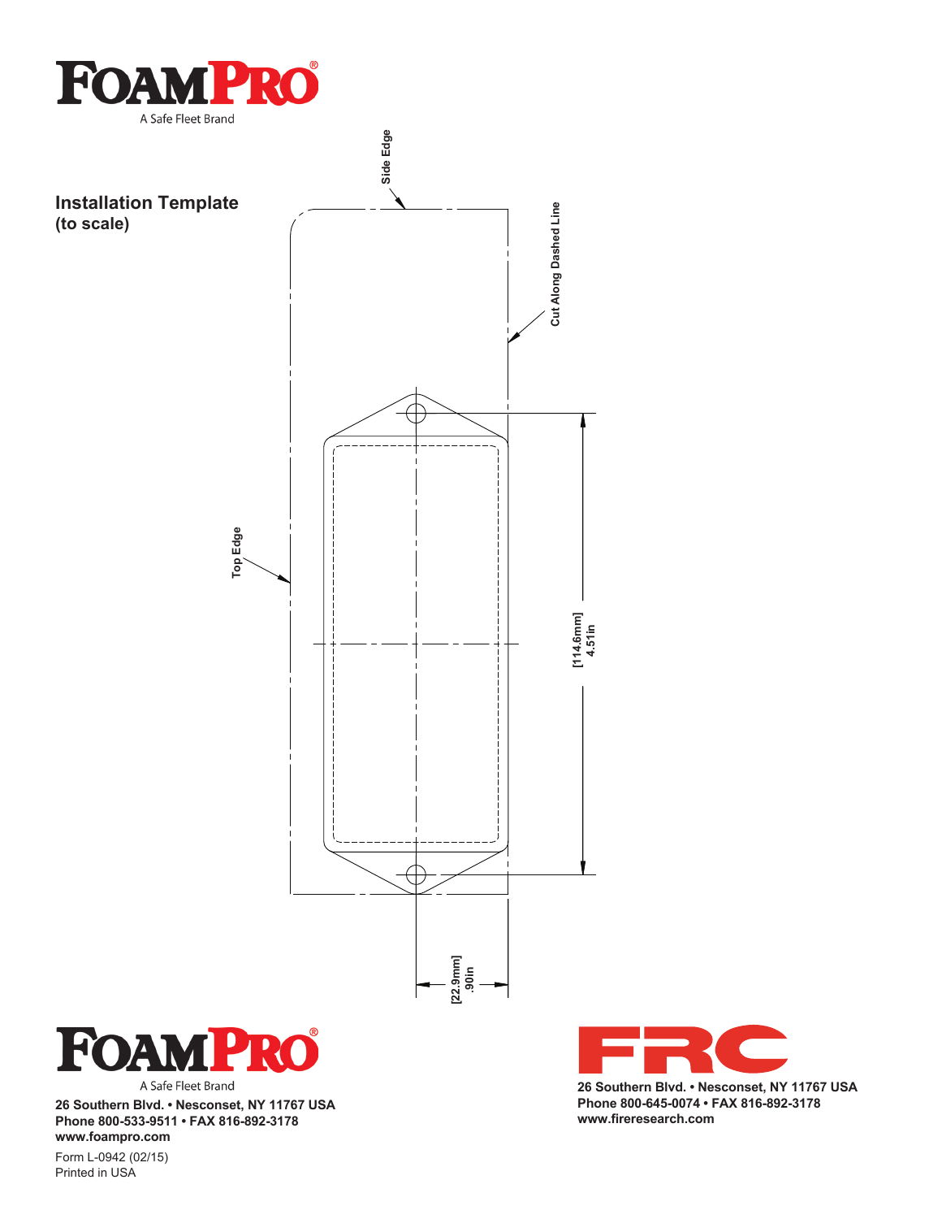FOAMPRO

A Safe Fleet Brand

## Installation Template
## (to scale)

Side Edge

Cut Along Dashed Line

Top Edge

[114.6mm]
4.51in

[22.9mm]
.90in

FOAMPRO

A Safe Fleet Brand

**26 Southern Blvd. • Nesconset, NY 11767 USA**
**Phone 800-533-9511 • FAX 816-892-3178**
**www.foampro.com**

Form L-0942 (02/15)
Printed in USA

FRC

**26 Southern Blvd. • Nesconset, NY 11767 USA**
**Phone 800-645-0074 • FAX 816-892-3178**
**www.fireresearch.com**